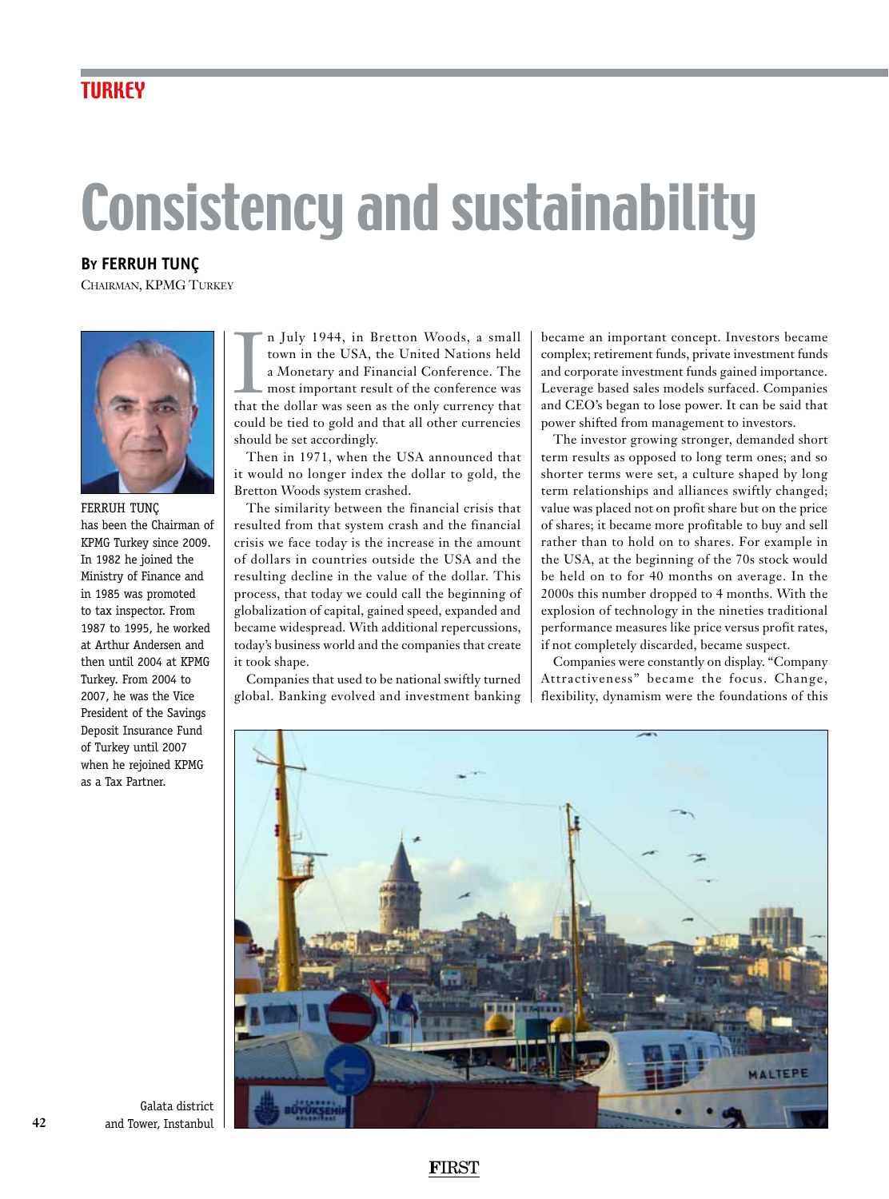TURKEY

# Consistency and sustainability

**By FERRUH TUNÇ**
Chairman, KPMG Turkey

FERRUH TUNÇ has been the Chairman of KPMG Turkey since 2009. In 1982 he joined the Ministry of Finance and in 1985 was promoted to tax inspector. From 1987 to 1995, he worked at Arthur Andersen and then until 2004 at KPMG Turkey. From 2004 to 2007, he was the Vice President of the Savings Deposit Insurance Fund of Turkey until 2007 when he rejoined KPMG as a Tax Partner.

In July 1944, in Bretton Woods, a small town in the USA, the United Nations held a Monetary and Financial Conference. The most important result of the conference was that the dollar was seen as the only currency that could be tied to gold and that all other currencies should be set accordingly.

Then in 1971, when the USA announced that it would no longer index the dollar to gold, the Bretton Woods system crashed.

The similarity between the financial crisis that resulted from that system crash and the financial crisis we face today is the increase in the amount of dollars in countries outside the USA and the resulting decline in the value of the dollar. This process, that today we could call the beginning of globalization of capital, gained speed, expanded and became widespread. With additional repercussions, today's business world and the companies that create it took shape.

Companies that used to be national swiftly turned global. Banking evolved and investment banking became an important concept. Investors became complex; retirement funds, private investment funds and corporate investment funds gained importance. Leverage based sales models surfaced. Companies and CEO's began to lose power. It can be said that power shifted from management to investors.

The investor growing stronger, demanded short term results as opposed to long term ones; and so shorter terms were set, a culture shaped by long term relationships and alliances swiftly changed; value was placed not on profit share but on the price of shares; it became more profitable to buy and sell rather than to hold on to shares. For example in the USA, at the beginning of the 70s stock would be held on to for 40 months on average. In the 2000s this number dropped to 4 months. With the explosion of technology in the nineties traditional performance measures like price versus profit rates, if not completely discarded, became suspect.

Companies were constantly on display. "Company Attractiveness" became the focus. Change, flexibility, dynamism were the foundations of this

Galata district and Tower, Instanbul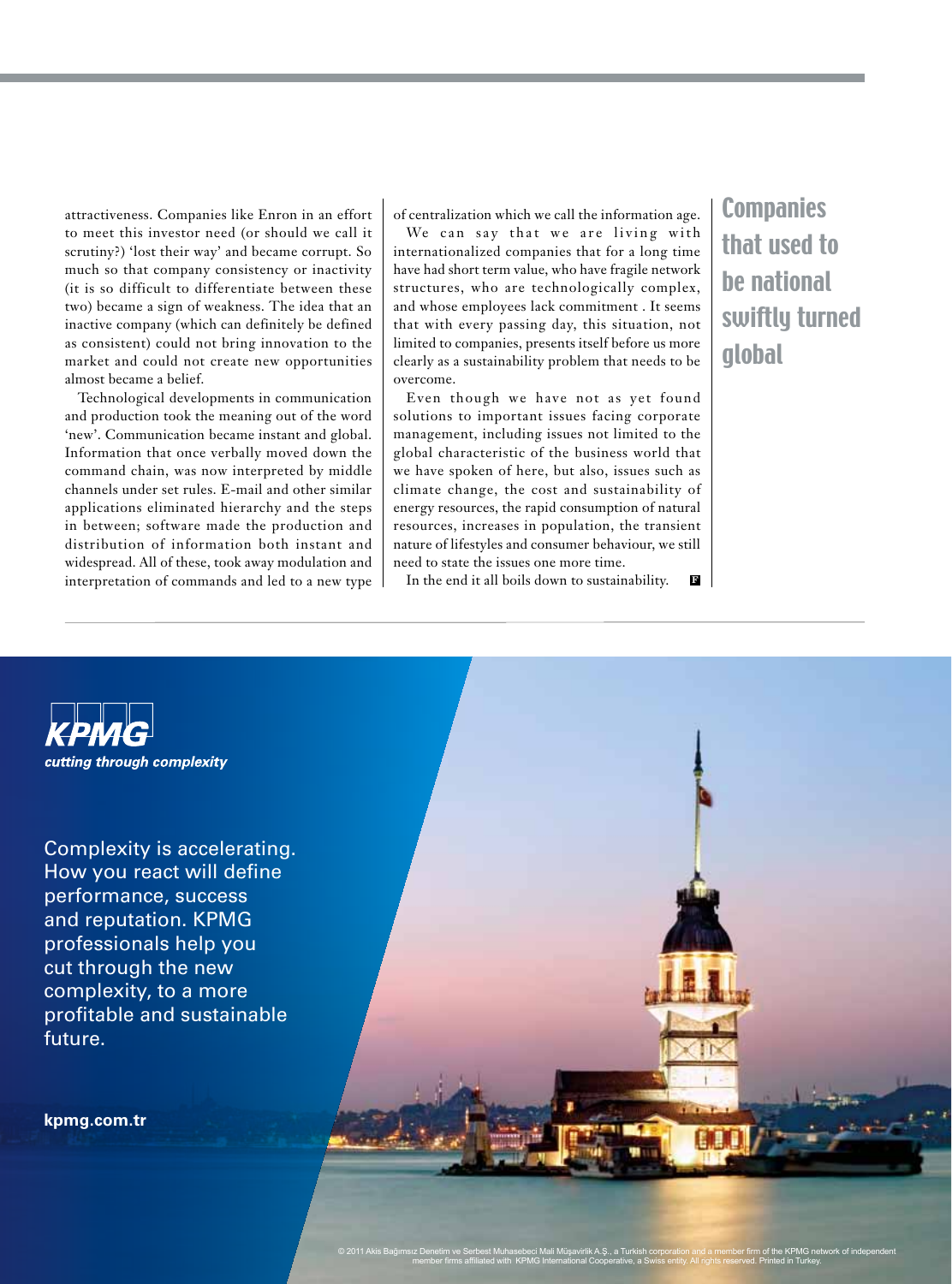attractiveness. Companies like Enron in an effort to meet this investor need (or should we call it scrutiny?) 'lost their way' and became corrupt. So much so that company consistency or inactivity (it is so difficult to differentiate between these two) became a sign of weakness. The idea that an inactive company (which can definitely be defined as consistent) could not bring innovation to the market and could not create new opportunities almost became a belief.

Technological developments in communication and production took the meaning out of the word 'new'. Communication became instant and global. Information that once verbally moved down the command chain, was now interpreted by middle channels under set rules. E-mail and other similar applications eliminated hierarchy and the steps in between; software made the production and distribution of information both instant and widespread. All of these, took away modulation and interpretation of commands and led to a new type of centralization which we call the information age.

We can say that we are living with internationalized companies that for a long time have had short term value, who have fragile network structures, who are technologically complex, and whose employees lack commitment . It seems that with every passing day, this situation, not limited to companies, presents itself before us more clearly as a sustainability problem that needs to be overcome.

Even though we have not as yet found solutions to important issues facing corporate management, including issues not limited to the global characteristic of the business world that we have spoken of here, but also, issues such as climate change, the cost and sustainability of energy resources, the rapid consumption of natural resources, increases in population, the transient nature of lifestyles and consumer behaviour, we still need to state the issues one more time.

In the end it all boils down to sustainability. F

**Companies that used to be national swiftly turned global**

KPMG
*cutting through complexity*

Complexity is accelerating. How you react will define performance, success and reputation. KPMG professionals help you cut through the new complexity, to a more profitable and sustainable future.

**kpmg.com.tr**

© 2011 Akis Bağımsız Denetim ve Serbest Muhasebeci Mali Müşavirlik A.Ş., a Turkish corporation and a member firm of the KPMG network of independent member firms affiliated with KPMG International Cooperative, a Swiss entity. All rights reserved. Printed in Turkey.